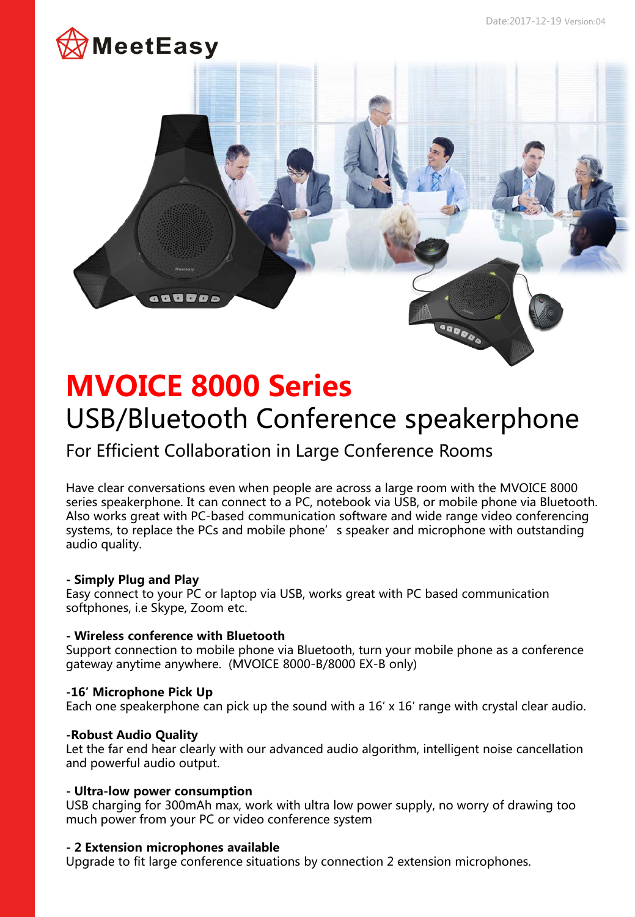Date:2017-12-19 Version:04

MeetEasy

# MVOICE 8000 Series

## USB/Bluetooth Conference speakerphone

### For Efficient Collaboration in Large Conference Rooms

Have clear conversations even when people are across a large room with the MVOICE 8000 series speakerphone. It can connect to a PC, notebook via USB, or mobile phone via Bluetooth. Also works great with PC-based communication software and wide range video conferencing systems, to replace the PCs and mobile phone' s speaker and microphone with outstanding audio quality.

**- Simply Plug and Play**
Easy connect to your PC or laptop via USB, works great with PC based communication softphones, i.e Skype, Zoom etc.

**- Wireless conference with Bluetooth**
Support connection to mobile phone via Bluetooth, turn your mobile phone as a conference gateway anytime anywhere. (MVOICE 8000-B/8000 EX-B only)

**-16' Microphone Pick Up**
Each one speakerphone can pick up the sound with a 16' x 16' range with crystal clear audio.

**-Robust Audio Quality**
Let the far end hear clearly with our advanced audio algorithm, intelligent noise cancellation and powerful audio output.

**- Ultra-low power consumption**
USB charging for 300mAh max, work with ultra low power supply, no worry of drawing too much power from your PC or video conference system

**- 2 Extension microphones available**
Upgrade to fit large conference situations by connection 2 extension microphones.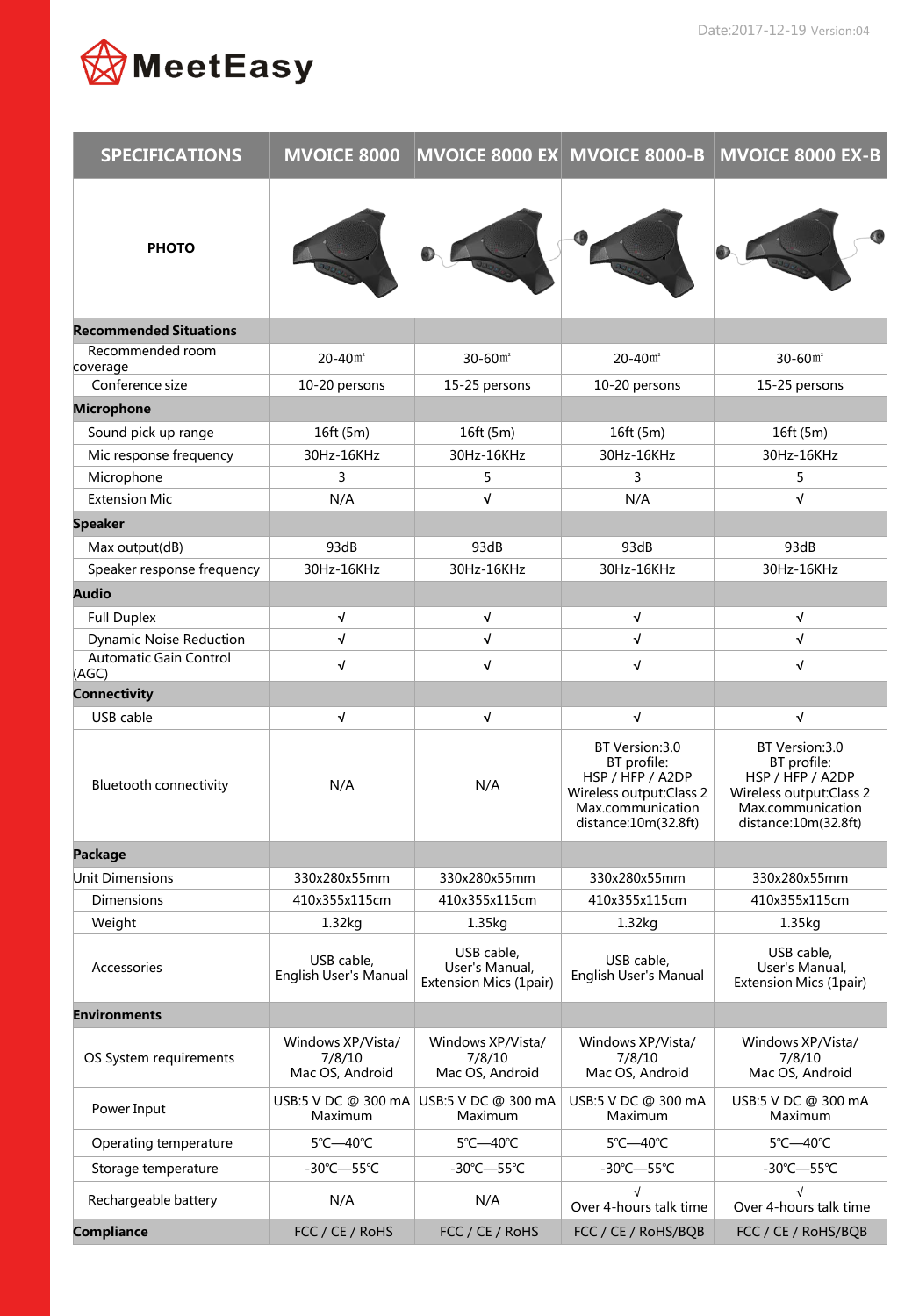Date:2017-12-19 Version:04

MeetEasy

| SPECIFICATIONS | MVOICE 8000 | MVOICE 8000 EX | MVOICE 8000-B | MVOICE 8000 EX-B |
|---|---|---|---|---|
| PHOTO | | | | |
| **Recommended Situations** | | | | |
| Recommended room coverage | 20-40㎡ | 30-60㎡ | 20-40㎡ | 30-60㎡ |
| Conference size | 10-20 persons | 15-25 persons | 10-20 persons | 15-25 persons |
| **Microphone** | | | | |
| Sound pick up range | 16ft (5m) | 16ft (5m) | 16ft (5m) | 16ft (5m) |
| Mic response frequency | 30Hz-16KHz | 30Hz-16KHz | 30Hz-16KHz | 30Hz-16KHz |
| Microphone | 3 | 5 | 3 | 5 |
| Extension Mic | N/A | √ | N/A | √ |
| **Speaker** | | | | |
| Max output(dB) | 93dB | 93dB | 93dB | 93dB |
| Speaker response frequency | 30Hz-16KHz | 30Hz-16KHz | 30Hz-16KHz | 30Hz-16KHz |
| **Audio** | | | | |
| Full Duplex | √ | √ | √ | √ |
| Dynamic Noise Reduction | √ | √ | √ | √ |
| Automatic Gain Control (AGC) | √ | √ | √ | √ |
| **Connectivity** | | | | |
| USB cable | √ | √ | √ | √ |
| Bluetooth connectivity | N/A | N/A | BT Version:3.0<br>BT profile:<br>HSP / HFP / A2DP<br>Wireless output:Class 2<br>Max.communication distance:10m(32.8ft) | BT Version:3.0<br>BT profile:<br>HSP / HFP / A2DP<br>Wireless output:Class 2<br>Max.communication distance:10m(32.8ft) |
| **Package** | | | | |
| Unit Dimensions | 330x280x55mm | 330x280x55mm | 330x280x55mm | 330x280x55mm |
| Dimensions | 410x355x115cm | 410x355x115cm | 410x355x115cm | 410x355x115cm |
| Weight | 1.32kg | 1.35kg | 1.32kg | 1.35kg |
| Accessories | USB cable,<br>English User's Manual | USB cable,<br>User's Manual,<br>Extension Mics (1pair) | USB cable,<br>English User's Manual | USB cable,<br>User's Manual,<br>Extension Mics (1pair) |
| **Environments** | | | | |
| OS System requirements | Windows XP/Vista/ 7/8/10<br>Mac OS, Android | Windows XP/Vista/ 7/8/10<br>Mac OS, Android | Windows XP/Vista/ 7/8/10<br>Mac OS, Android | Windows XP/Vista/ 7/8/10<br>Mac OS, Android |
| Power Input | USB:5 V DC @ 300 mA Maximum | USB:5 V DC @ 300 mA Maximum | USB:5 V DC @ 300 mA Maximum | USB:5 V DC @ 300 mA Maximum |
| Operating temperature | 5℃—40℃ | 5℃—40℃ | 5℃—40℃ | 5℃—40℃ |
| Storage temperature | -30℃—55℃ | -30℃—55℃ | -30℃—55℃ | -30℃—55℃ |
| Rechargeable battery | N/A | N/A | √<br>Over 4-hours talk time | √<br>Over 4-hours talk time |
| **Compliance** | FCC / CE / RoHS | FCC / CE / RoHS | FCC / CE / RoHS/BQB | FCC / CE / RoHS/BQB |